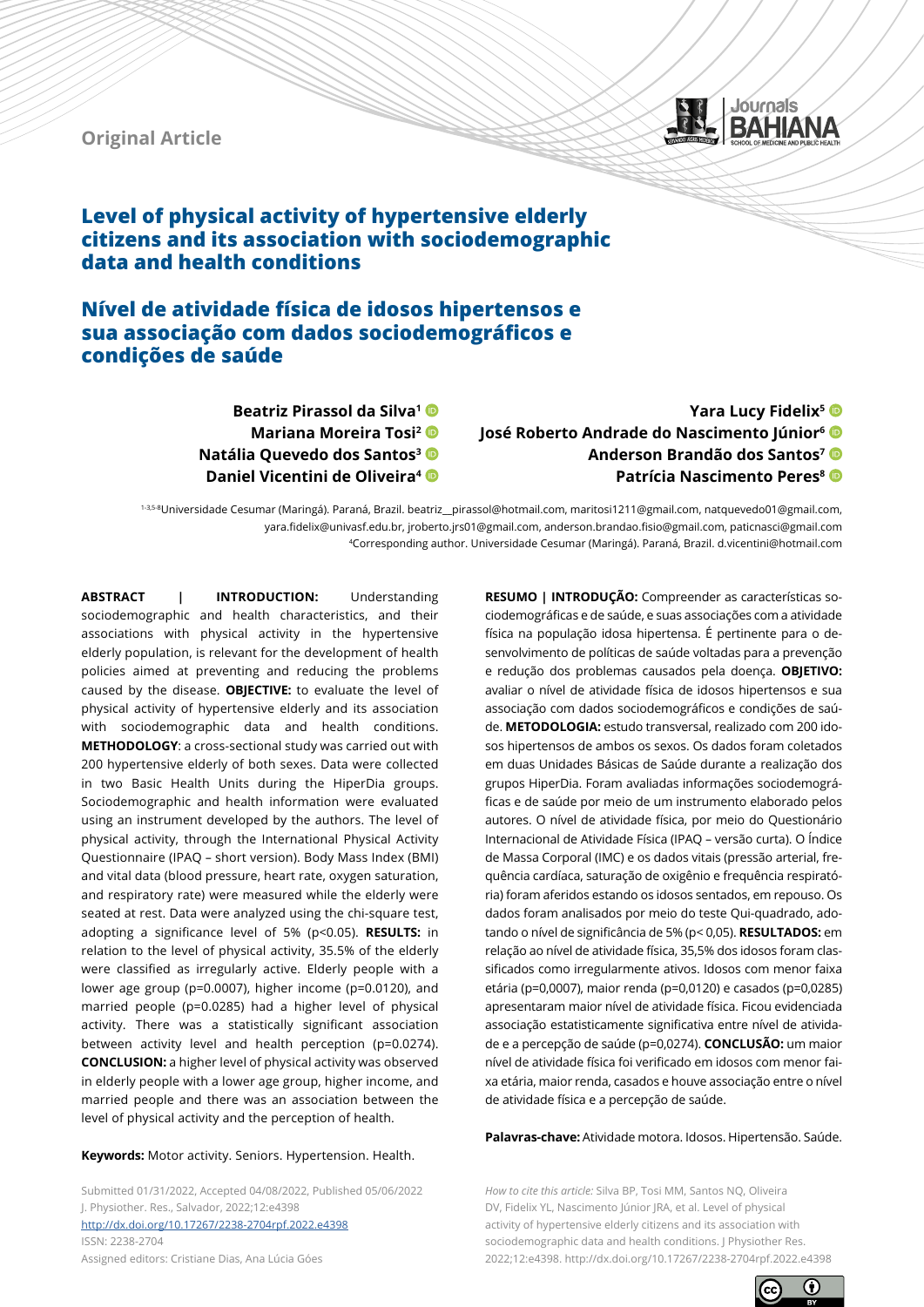Original Article

# Level of physical activity of hypertensive elderly citizens and its association with sociodemographic data and health conditions

# Nível de atividade física de idosos hipertensos e sua associação com dados sociodemográficos e condições de saúde

**Beatriz Pirassol da Silva**[1]
**Mariana Moreira Tosi**[2]
**Natália Quevedo dos Santos**[3]
**Daniel Vicentini de Oliveira**[4]
**Yara Lucy Fidelix**[5]
**José Roberto Andrade do Nascimento Júnior**[6]
**Anderson Brandão dos Santos**[7]
**Patrícia Nascimento Peres**[8]

[1-3,5-8]Universidade Cesumar (Maringá). Paraná, Brazil. beatriz__pirassol@hotmail.com, maritosi1211@gmail.com, natquevedo01@gmail.com, yara.fidelix@univasf.edu.br, jroberto.jrs01@gmail.com, anderson.brandao.fisio@gmail.com, paticnasci@gmail.com
[4]Corresponding author. Universidade Cesumar (Maringá). Paraná, Brazil. d.vicentini@hotmail.com

**ABSTRACT | INTRODUCTION:** Understanding sociodemographic and health characteristics, and their associations with physical activity in the hypertensive elderly population, is relevant for the development of health policies aimed at preventing and reducing the problems caused by the disease. **OBJECTIVE:** to evaluate the level of physical activity of hypertensive elderly and its association with sociodemographic data and health conditions. **METHODOLOGY**: a cross-sectional study was carried out with 200 hypertensive elderly of both sexes. Data were collected in two Basic Health Units during the HiperDia groups. Sociodemographic and health information were evaluated using an instrument developed by the authors. The level of physical activity, through the International Physical Activity Questionnaire (IPAQ – short version). Body Mass Index (BMI) and vital data (blood pressure, heart rate, oxygen saturation, and respiratory rate) were measured while the elderly were seated at rest. Data were analyzed using the chi-square test, adopting a significance level of 5% ($p<0.05$). **RESULTS:** in relation to the level of physical activity, 35.5% of the elderly were classified as irregularly active. Elderly people with a lower age group ($p=0.0007$), higher income ($p=0.0120$), and married people ($p=0.0285$) had a higher level of physical activity. There was a statistically significant association between activity level and health perception ($p=0.0274$). **CONCLUSION:** a higher level of physical activity was observed in elderly people with a lower age group, higher income, and married people and there was an association between the level of physical activity and the perception of health.

**Keywords:** Motor activity. Seniors. Hypertension. Health.

**RESUMO | INTRODUÇÃO:** Compreender as características sociodemográficas e de saúde, e suas associações com a atividade física na população idosa hipertensa. É pertinente para o desenvolvimento de políticas de saúde voltadas para a prevenção e redução dos problemas causados pela doença. **OBJETIVO:** avaliar o nível de atividade física de idosos hipertensos e sua associação com dados sociodemográficos e condições de saúde. **METODOLOGIA:** estudo transversal, realizado com 200 idosos hipertensos de ambos os sexos. Os dados foram coletados em duas Unidades Básicas de Saúde durante a realização dos grupos HiperDia. Foram avaliadas informações sociodemográficas e de saúde por meio de um instrumento elaborado pelos autores. O nível de atividade física, por meio do Questionário Internacional de Atividade Física (IPAQ – versão curta). O Índice de Massa Corporal (IMC) e os dados vitais (pressão arterial, frequência cardíaca, saturação de oxigênio e frequência respiratória) foram aferidos estando os idosos sentados, em repouso. Os dados foram analisados por meio do teste Qui-quadrado, adotando o nível de significância de 5% ($p< 0,05$). **RESULTADOS:** em relação ao nível de atividade física, 35,5% dos idosos foram classificados como irregularmente ativos. Idosos com menor faixa etária ($p=0,0007$), maior renda ($p=0,0120$) e casados ($p=0,0285$) apresentaram maior nível de atividade física. Ficou evidenciada associação estatisticamente significativa entre nível de atividade e a percepção de saúde ($p=0,0274$). **CONCLUSÃO:** um maior nível de atividade física foi verificado em idosos com menor faixa etária, maior renda, casados e houve associação entre o nível de atividade física e a percepção de saúde.

**Palavras-chave:** Atividade motora. Idosos. Hipertensão. Saúde.

Submitted 01/31/2022, Accepted 04/08/2022, Published 05/06/2022
J. Physiother. Res., Salvador, 2022;12:e4398
http://dx.doi.org/10.17267/2238-2704rpf.2022.e4398
ISSN: 2238-2704
Assigned editors: Cristiane Dias, Ana Lúcia Góes

*How to cite this article:* Silva BP, Tosi MM, Santos NQ, Oliveira DV, Fidelix YL, Nascimento Júnior JRA, et al. Level of physical activity of hypertensive elderly citizens and its association with sociodemographic data and health conditions. J Physiother Res. 2022;12:e4398. http://dx.doi.org/10.17267/2238-2704rpf.2022.e4398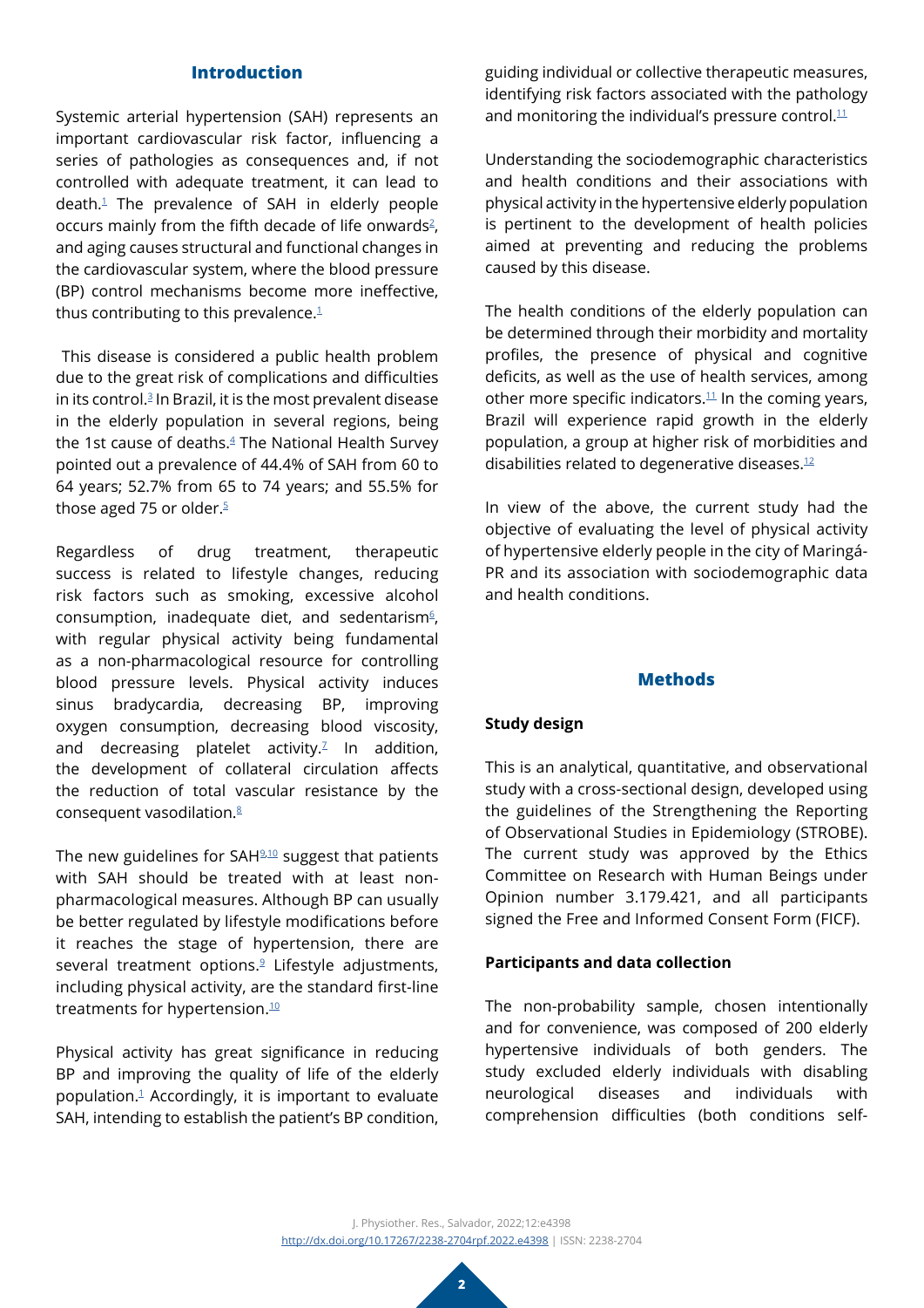## Introduction

Systemic arterial hypertension (SAH) represents an important cardiovascular risk factor, influencing a series of pathologies as consequences and, if not controlled with adequate treatment, it can lead to death.[1] The prevalence of SAH in elderly people occurs mainly from the fifth decade of life onwards[2], and aging causes structural and functional changes in the cardiovascular system, where the blood pressure (BP) control mechanisms become more ineffective, thus contributing to this prevalence.[1]

This disease is considered a public health problem due to the great risk of complications and difficulties in its control.[3] In Brazil, it is the most prevalent disease in the elderly population in several regions, being the 1st cause of deaths.[4] The National Health Survey pointed out a prevalence of 44.4% of SAH from 60 to 64 years; 52.7% from 65 to 74 years; and 55.5% for those aged 75 or older.[5]

Regardless of drug treatment, therapeutic success is related to lifestyle changes, reducing risk factors such as smoking, excessive alcohol consumption, inadequate diet, and sedentarism[6], with regular physical activity being fundamental as a non-pharmacological resource for controlling blood pressure levels. Physical activity induces sinus bradycardia, decreasing BP, improving oxygen consumption, decreasing blood viscosity, and decreasing platelet activity.[7] In addition, the development of collateral circulation affects the reduction of total vascular resistance by the consequent vasodilation.[8]

The new guidelines for SAH[9,10] suggest that patients with SAH should be treated with at least non-pharmacological measures. Although BP can usually be better regulated by lifestyle modifications before it reaches the stage of hypertension, there are several treatment options.[9] Lifestyle adjustments, including physical activity, are the standard first-line treatments for hypertension.[10]

Physical activity has great significance in reducing BP and improving the quality of life of the elderly population.[1] Accordingly, it is important to evaluate SAH, intending to establish the patient's BP condition, guiding individual or collective therapeutic measures, identifying risk factors associated with the pathology and monitoring the individual's pressure control.[11]

Understanding the sociodemographic characteristics and health conditions and their associations with physical activity in the hypertensive elderly population is pertinent to the development of health policies aimed at preventing and reducing the problems caused by this disease.

The health conditions of the elderly population can be determined through their morbidity and mortality profiles, the presence of physical and cognitive deficits, as well as the use of health services, among other more specific indicators.[11] In the coming years, Brazil will experience rapid growth in the elderly population, a group at higher risk of morbidities and disabilities related to degenerative diseases.[12]

In view of the above, the current study had the objective of evaluating the level of physical activity of hypertensive elderly people in the city of Maringá-PR and its association with sociodemographic data and health conditions.

## Methods

### Study design

This is an analytical, quantitative, and observational study with a cross-sectional design, developed using the guidelines of the Strengthening the Reporting of Observational Studies in Epidemiology (STROBE). The current study was approved by the Ethics Committee on Research with Human Beings under Opinion number 3.179.421, and all participants signed the Free and Informed Consent Form (FICF).

### Participants and data collection

The non-probability sample, chosen intentionally and for convenience, was composed of 200 elderly hypertensive individuals of both genders. The study excluded elderly individuals with disabling neurological diseases and individuals with comprehension difficulties (both conditions self-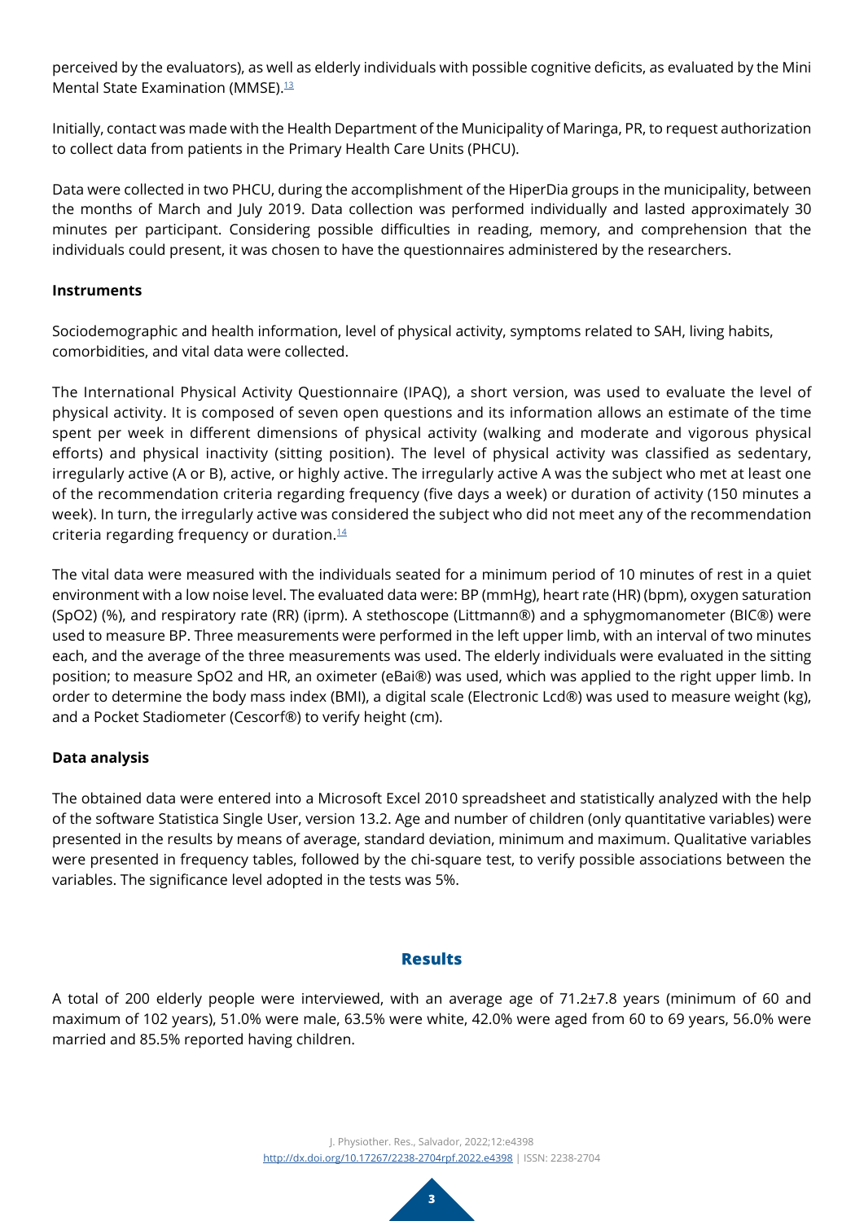perceived by the evaluators), as well as elderly individuals with possible cognitive deficits, as evaluated by the Mini Mental State Examination (MMSE).[13]

Initially, contact was made with the Health Department of the Municipality of Maringa, PR, to request authorization to collect data from patients in the Primary Health Care Units (PHCU).

Data were collected in two PHCU, during the accomplishment of the HiperDia groups in the municipality, between the months of March and July 2019. Data collection was performed individually and lasted approximately 30 minutes per participant. Considering possible difficulties in reading, memory, and comprehension that the individuals could present, it was chosen to have the questionnaires administered by the researchers.

### Instruments

Sociodemographic and health information, level of physical activity, symptoms related to SAH, living habits, comorbidities, and vital data were collected.

The International Physical Activity Questionnaire (IPAQ), a short version, was used to evaluate the level of physical activity. It is composed of seven open questions and its information allows an estimate of the time spent per week in different dimensions of physical activity (walking and moderate and vigorous physical efforts) and physical inactivity (sitting position). The level of physical activity was classified as sedentary, irregularly active (A or B), active, or highly active. The irregularly active A was the subject who met at least one of the recommendation criteria regarding frequency (five days a week) or duration of activity (150 minutes a week). In turn, the irregularly active was considered the subject who did not meet any of the recommendation criteria regarding frequency or duration.[14]

The vital data were measured with the individuals seated for a minimum period of 10 minutes of rest in a quiet environment with a low noise level. The evaluated data were: BP (mmHg), heart rate (HR) (bpm), oxygen saturation (SpO2) (%), and respiratory rate (RR) (iprm). A stethoscope (Littmann®) and a sphygmomanometer (BIC®) were used to measure BP. Three measurements were performed in the left upper limb, with an interval of two minutes each, and the average of the three measurements was used. The elderly individuals were evaluated in the sitting position; to measure SpO2 and HR, an oximeter (eBai®) was used, which was applied to the right upper limb. In order to determine the body mass index (BMI), a digital scale (Electronic Lcd®) was used to measure weight (kg), and a Pocket Stadiometer (Cescorf®) to verify height (cm).

### Data analysis

The obtained data were entered into a Microsoft Excel 2010 spreadsheet and statistically analyzed with the help of the software Statistica Single User, version 13.2. Age and number of children (only quantitative variables) were presented in the results by means of average, standard deviation, minimum and maximum. Qualitative variables were presented in frequency tables, followed by the chi-square test, to verify possible associations between the variables. The significance level adopted in the tests was 5%.

## Results

A total of 200 elderly people were interviewed, with an average age of 71.2±7.8 years (minimum of 60 and maximum of 102 years), 51.0% were male, 63.5% were white, 42.0% were aged from 60 to 69 years, 56.0% were married and 85.5% reported having children.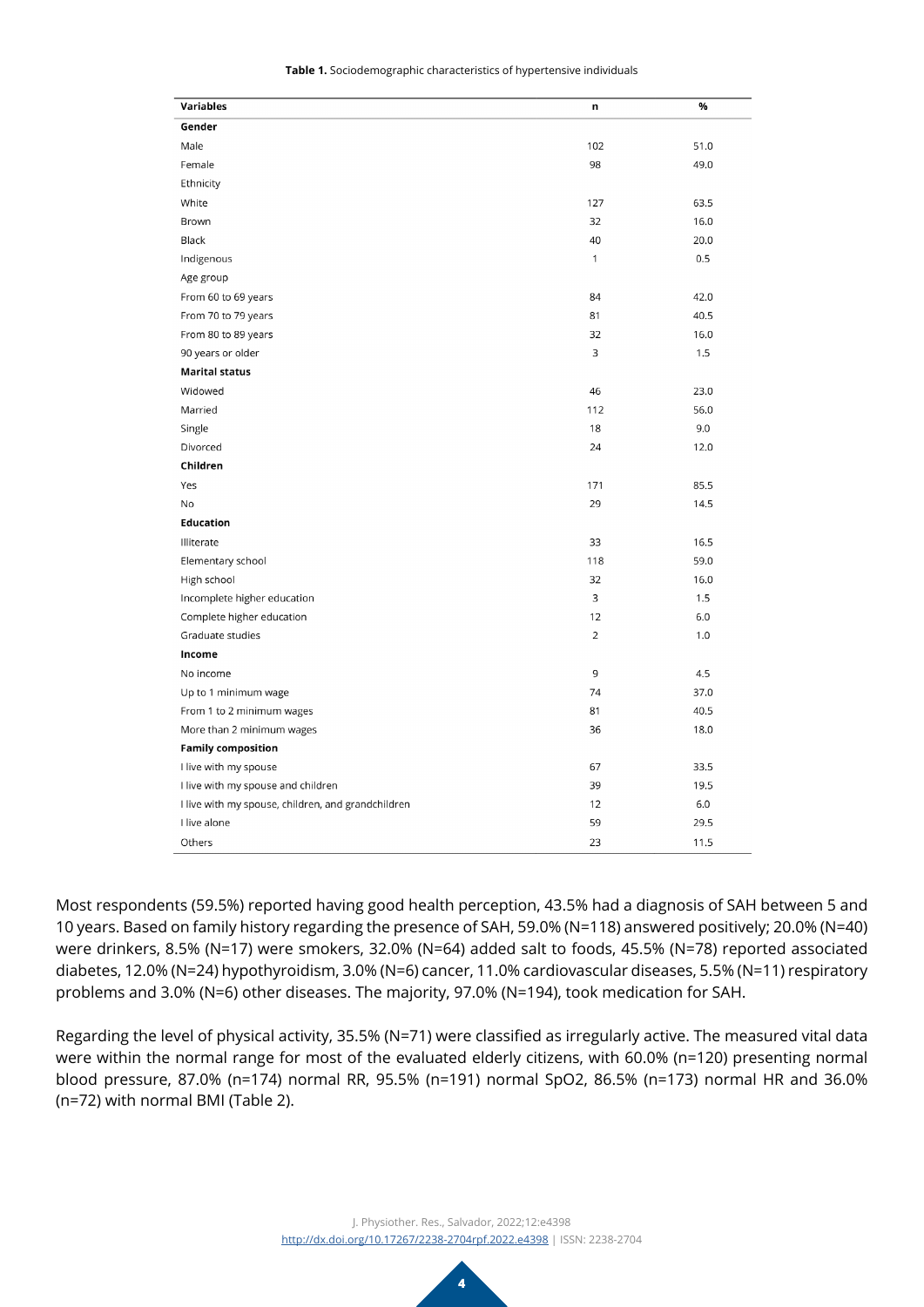**Table 1.** Sociodemographic characteristics of hypertensive individuals

| Variables | n | % |
|---|---|---|
| **Gender** | | |
| Male | 102 | 51.0 |
| Female | 98 | 49.0 |
| Ethnicity | | |
| White | 127 | 63.5 |
| Brown | 32 | 16.0 |
| Black | 40 | 20.0 |
| Indigenous | 1 | 0.5 |
| Age group | | |
| From 60 to 69 years | 84 | 42.0 |
| From 70 to 79 years | 81 | 40.5 |
| From 80 to 89 years | 32 | 16.0 |
| 90 years or older | 3 | 1.5 |
| **Marital status** | | |
| Widowed | 46 | 23.0 |
| Married | 112 | 56.0 |
| Single | 18 | 9.0 |
| Divorced | 24 | 12.0 |
| **Children** | | |
| Yes | 171 | 85.5 |
| No | 29 | 14.5 |
| **Education** | | |
| Illiterate | 33 | 16.5 |
| Elementary school | 118 | 59.0 |
| High school | 32 | 16.0 |
| Incomplete higher education | 3 | 1.5 |
| Complete higher education | 12 | 6.0 |
| Graduate studies | 2 | 1.0 |
| **Income** | | |
| No income | 9 | 4.5 |
| Up to 1 minimum wage | 74 | 37.0 |
| From 1 to 2 minimum wages | 81 | 40.5 |
| More than 2 minimum wages | 36 | 18.0 |
| **Family composition** | | |
| I live with my spouse | 67 | 33.5 |
| I live with my spouse and children | 39 | 19.5 |
| I live with my spouse, children, and grandchildren | 12 | 6.0 |
| I live alone | 59 | 29.5 |
| Others | 23 | 11.5 |

Most respondents (59.5%) reported having good health perception, 43.5% had a diagnosis of SAH between 5 and 10 years. Based on family history regarding the presence of SAH, 59.0% (N=118) answered positively; 20.0% (N=40) were drinkers, 8.5% (N=17) were smokers, 32.0% (N=64) added salt to foods, 45.5% (N=78) reported associated diabetes, 12.0% (N=24) hypothyroidism, 3.0% (N=6) cancer, 11.0% cardiovascular diseases, 5.5% (N=11) respiratory problems and 3.0% (N=6) other diseases. The majority, 97.0% (N=194), took medication for SAH.

Regarding the level of physical activity, 35.5% (N=71) were classified as irregularly active. The measured vital data were within the normal range for most of the evaluated elderly citizens, with 60.0% (n=120) presenting normal blood pressure, 87.0% (n=174) normal RR, 95.5% (n=191) normal SpO2, 86.5% (n=173) normal HR and 36.0% (n=72) with normal BMI (Table 2).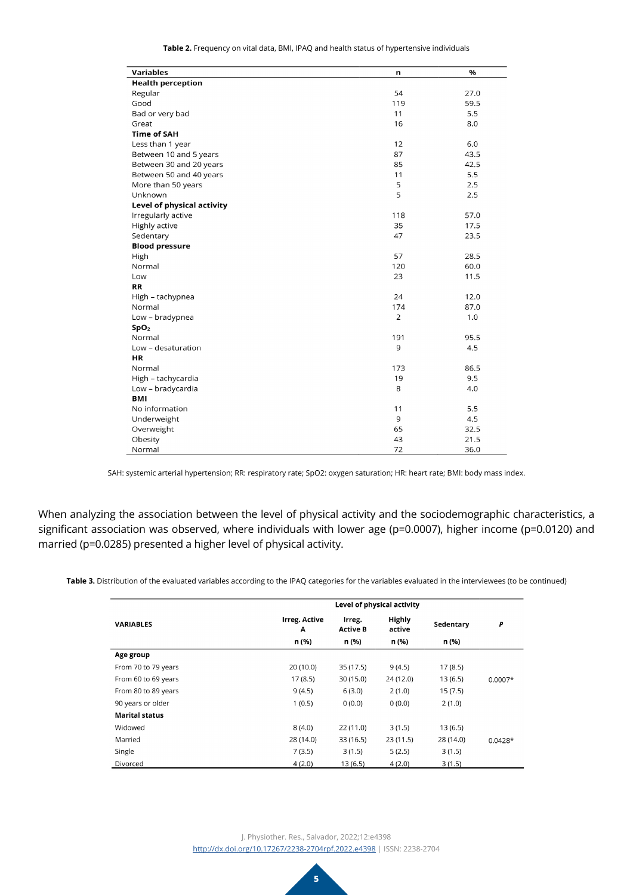**Table 2.** Frequency on vital data, BMI, IPAQ and health status of hypertensive individuals

| Variables | n | % |
|---|---|---|
| **Health perception** | | |
| Regular | 54 | 27.0 |
| Good | 119 | 59.5 |
| Bad or very bad | 11 | 5.5 |
| Great | 16 | 8.0 |
| **Time of SAH** | | |
| Less than 1 year | 12 | 6.0 |
| Between 10 and 5 years | 87 | 43.5 |
| Between 30 and 20 years | 85 | 42.5 |
| Between 50 and 40 years | 11 | 5.5 |
| More than 50 years | 5 | 2.5 |
| Unknown | 5 | 2.5 |
| **Level of physical activity** | | |
| Irregularly active | 118 | 57.0 |
| Highly active | 35 | 17.5 |
| Sedentary | 47 | 23.5 |
| **Blood pressure** | | |
| High | 57 | 28.5 |
| Normal | 120 | 60.0 |
| Low | 23 | 11.5 |
| **RR** | | |
| High – tachypnea | 24 | 12.0 |
| Normal | 174 | 87.0 |
| Low – bradypnea | 2 | 1.0 |
| **$SpO_2$** | | |
| Normal | 191 | 95.5 |
| Low – desaturation | 9 | 4.5 |
| **HR** | | |
| Normal | 173 | 86.5 |
| High – tachycardia | 19 | 9.5 |
| Low – bradycardia | 8 | 4.0 |
| **BMI** | | |
| No information | 11 | 5.5 |
| Underweight | 9 | 4.5 |
| Overweight | 65 | 32.5 |
| Obesity | 43 | 21.5 |
| Normal | 72 | 36.0 |

SAH: systemic arterial hypertension; RR: respiratory rate; SpO2: oxygen saturation; HR: heart rate; BMI: body mass index.

When analyzing the association between the level of physical activity and the sociodemographic characteristics, a significant association was observed, where individuals with lower age (p=0.0007), higher income (p=0.0120) and married (p=0.0285) presented a higher level of physical activity.

**Table 3.** Distribution of the evaluated variables according to the IPAQ categories for the variables evaluated in the interviewees (to be continued)

| VARIABLES | Level of physical activity | | | | *P* |
|---|---|---|---|---|---|
| | Irreg. Active A | Irreg. Active B | Highly active | Sedentary | |
| | n (%) | n (%) | n (%) | n (%) | |
| **Age group** | | | | | |
| From 70 to 79 years | 20 (10.0) | 35 (17.5) | 9 (4.5) | 17 (8.5) | |
| From 60 to 69 years | 17 (8.5) | 30 (15.0) | 24 (12.0) | 13 (6.5) | 0.0007* |
| From 80 to 89 years | 9 (4.5) | 6 (3.0) | 2 (1.0) | 15 (7.5) | |
| 90 years or older | 1 (0.5) | 0 (0.0) | 0 (0.0) | 2 (1.0) | |
| **Marital status** | | | | | |
| Widowed | 8 (4.0) | 22 (11.0) | 3 (1.5) | 13 (6.5) | |
| Married | 28 (14.0) | 33 (16.5) | 23 (11.5) | 28 (14.0) | 0.0428* |
| Single | 7 (3.5) | 3 (1.5) | 5 (2.5) | 3 (1.5) | |
| Divorced | 4 (2.0) | 13 (6.5) | 4 (2.0) | 3 (1.5) | |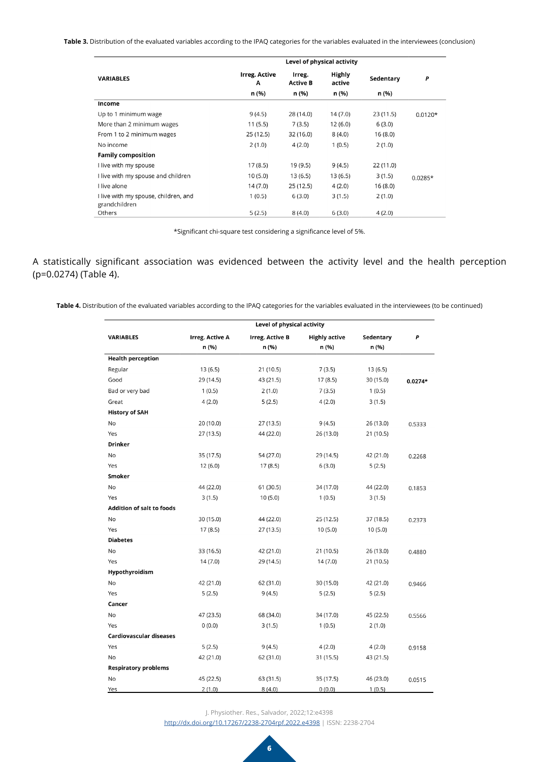**Table 3.** Distribution of the evaluated variables according to the IPAQ categories for the variables evaluated in the interviewees (conclusion)

| VARIABLES | Level of physical activity | | | | P |
|---|---|---|---|---|---|
| | Irreg. Active A | Irreg. Active B | Highly active | Sedentary | |
| | n (%) | n (%) | n (%) | n (%) | |
| **Income** | | | | | |
| Up to 1 minimum wage | 9 (4.5) | 28 (14.0) | 14 (7.0) | 23 (11.5) | 0.0120* |
| More than 2 minimum wages | 11 (5.5) | 7 (3.5) | 12 (6.0) | 6 (3.0) | |
| From 1 to 2 minimum wages | 25 (12.5) | 32 (16.0) | 8 (4.0) | 16 (8.0) | |
| No income | 2 (1.0) | 4 (2.0) | 1 (0.5) | 2 (1.0) | |
| **Family composition** | | | | | |
| I live with my spouse | 17 (8.5) | 19 (9.5) | 9 (4.5) | 22 (11.0) | |
| I live with my spouse and children | 10 (5.0) | 13 (6.5) | 13 (6.5) | 3 (1.5) | 0.0285* |
| I live alone | 14 (7.0) | 25 (12.5) | 4 (2.0) | 16 (8.0) | |
| I live with my spouse, children, and grandchildren | 1 (0.5) | 6 (3.0) | 3 (1.5) | 2 (1.0) | |
| Others | 5 (2.5) | 8 (4.0) | 6 (3.0) | 4 (2.0) | |

*Significant chi-square test considering a significance level of 5%.

A statistically significant association was evidenced between the activity level and the health perception (p=0.0274) (Table 4).

**Table 4.** Distribution of the evaluated variables according to the IPAQ categories for the variables evaluated in the interviewees (to be continued)

| VARIABLES | Level of physical activity | | | | P |
|---|---|---|---|---|---|
| | Irreg. Active A | Irreg. Active B | Highly active | Sedentary | |
| | n (%) | n (%) | n (%) | n (%) | |
| **Health perception** | | | | | |
| Regular | 13 (6.5) | 21 (10.5) | 7 (3.5) | 13 (6.5) | |
| Good | 29 (14.5) | 43 (21.5) | 17 (8.5) | 30 (15.0) | **0.0274*** |
| Bad or very bad | 1 (0.5) | 2 (1.0) | 7 (3.5) | 1 (0.5) | |
| Great | 4 (2.0) | 5 (2.5) | 4 (2.0) | 3 (1.5) | |
| **History of SAH** | | | | | |
| No | 20 (10.0) | 27 (13.5) | 9 (4.5) | 26 (13.0) | 0.5333 |
| Yes | 27 (13.5) | 44 (22.0) | 26 (13.0) | 21 (10.5) | |
| **Drinker** | | | | | |
| No | 35 (17.5) | 54 (27.0) | 29 (14.5) | 42 (21.0) | 0.2268 |
| Yes | 12 (6.0) | 17 (8.5) | 6 (3.0) | 5 (2.5) | |
| **Smoker** | | | | | |
| No | 44 (22.0) | 61 (30.5) | 34 (17.0) | 44 (22.0) | 0.1853 |
| Yes | 3 (1.5) | 10 (5.0) | 1 (0.5) | 3 (1.5) | |
| **Addition of salt to foods** | | | | | |
| No | 30 (15.0) | 44 (22.0) | 25 (12.5) | 37 (18.5) | 0.2373 |
| Yes | 17 (8.5) | 27 (13.5) | 10 (5.0) | 10 (5.0) | |
| **Diabetes** | | | | | |
| No | 33 (16.5) | 42 (21.0) | 21 (10.5) | 26 (13.0) | 0.4880 |
| Yes | 14 (7.0) | 29 (14.5) | 14 (7.0) | 21 (10.5) | |
| **Hypothyroidism** | | | | | |
| No | 42 (21.0) | 62 (31.0) | 30 (15.0) | 42 (21.0) | 0.9466 |
| Yes | 5 (2.5) | 9 (4.5) | 5 (2.5) | 5 (2.5) | |
| **Cancer** | | | | | |
| No | 47 (23.5) | 68 (34.0) | 34 (17.0) | 45 (22.5) | 0.5566 |
| Yes | 0 (0.0) | 3 (1.5) | 1 (0.5) | 2 (1.0) | |
| **Cardiovascular diseases** | | | | | |
| Yes | 5 (2.5) | 9 (4.5) | 4 (2.0) | 4 (2.0) | 0.9158 |
| No | 42 (21.0) | 62 (31.0) | 31 (15.5) | 43 (21.5) | |
| **Respiratory problems** | | | | | |
| No | 45 (22.5) | 63 (31.5) | 35 (17.5) | 46 (23.0) | 0.0515 |
| Yes | 2 (1.0) | 8 (4.0) | 0 (0.0) | 1 (0.5) | |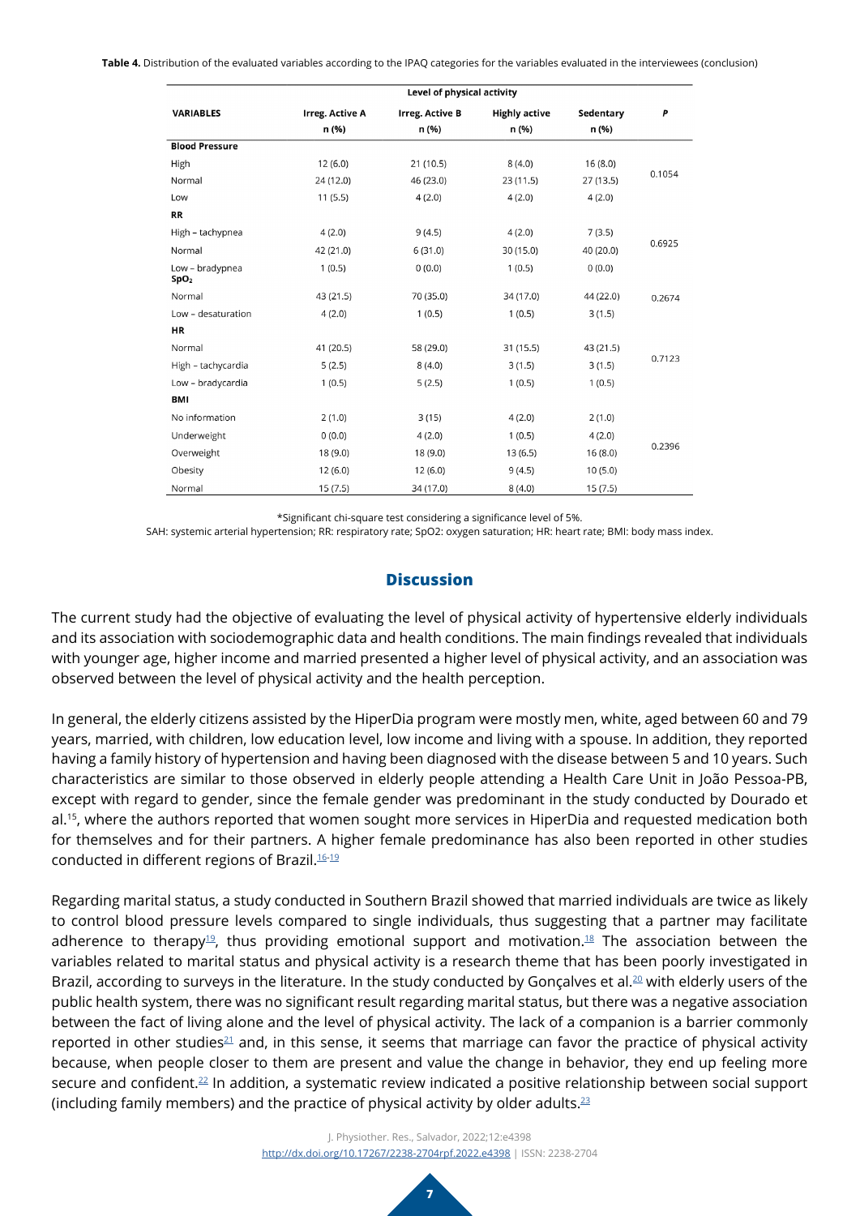**Table 4.** Distribution of the evaluated variables according to the IPAQ categories for the variables evaluated in the interviewees (conclusion)

| | Level of physical activity | | | | |
|---|---|---|---|---|---|
| **VARIABLES** | **Irreg. Active A n (%)** | **Irreg. Active B n (%)** | **Highly active n (%)** | **Sedentary n (%)** | ***P*** |
| **Blood Pressure** | | | | | |
| High | 12 (6.0) | 21 (10.5) | 8 (4.0) | 16 (8.0) | 0.1054 |
| Normal | 24 (12.0) | 46 (23.0) | 23 (11.5) | 27 (13.5) | |
| Low | 11 (5.5) | 4 (2.0) | 4 (2.0) | 4 (2.0) | |
| **RR** | | | | | |
| High – tachypnea | 4 (2.0) | 9 (4.5) | 4 (2.0) | 7 (3.5) | 0.6925 |
| Normal | 42 (21.0) | 6 (31.0) | 30 (15.0) | 40 (20.0) | |
| Low – bradypnea | 1 (0.5) | 0 (0.0) | 1 (0.5) | 0 (0.0) | |
| **SpO$_2$** | | | | | |
| Normal | 43 (21.5) | 70 (35.0) | 34 (17.0) | 44 (22.0) | 0.2674 |
| Low – desaturation | 4 (2.0) | 1 (0.5) | 1 (0.5) | 3 (1.5) | |
| **HR** | | | | | |
| Normal | 41 (20.5) | 58 (29.0) | 31 (15.5) | 43 (21.5) | 0.7123 |
| High – tachycardia | 5 (2.5) | 8 (4.0) | 3 (1.5) | 3 (1.5) | |
| Low – bradycardia | 1 (0.5) | 5 (2.5) | 1 (0.5) | 1 (0.5) | |
| **BMI** | | | | | |
| No information | 2 (1.0) | 3 (15) | 4 (2.0) | 2 (1.0) | 0.2396 |
| Underweight | 0 (0.0) | 4 (2.0) | 1 (0.5) | 4 (2.0) | |
| Overweight | 18 (9.0) | 18 (9.0) | 13 (6.5) | 16 (8.0) | |
| Obesity | 12 (6.0) | 12 (6.0) | 9 (4.5) | 10 (5.0) | |
| Normal | 15 (7.5) | 34 (17.0) | 8 (4.0) | 15 (7.5) | |

*Significant chi-square test considering a significance level of 5%.
SAH: systemic arterial hypertension; RR: respiratory rate; SpO2: oxygen saturation; HR: heart rate; BMI: body mass index.

## Discussion

The current study had the objective of evaluating the level of physical activity of hypertensive elderly individuals and its association with sociodemographic data and health conditions. The main findings revealed that individuals with younger age, higher income and married presented a higher level of physical activity, and an association was observed between the level of physical activity and the health perception.

In general, the elderly citizens assisted by the HiperDia program were mostly men, white, aged between 60 and 79 years, married, with children, low education level, low income and living with a spouse. In addition, they reported having a family history of hypertension and having been diagnosed with the disease between 5 and 10 years. Such characteristics are similar to those observed in elderly people attending a Health Care Unit in João Pessoa-PB, except with regard to gender, since the female gender was predominant in the study conducted by Dourado et al.[15], where the authors reported that women sought more services in HiperDia and requested medication both for themselves and for their partners. A higher female predominance has also been reported in other studies conducted in different regions of Brazil.[16-19]

Regarding marital status, a study conducted in Southern Brazil showed that married individuals are twice as likely to control blood pressure levels compared to single individuals, thus suggesting that a partner may facilitate adherence to therapy[19], thus providing emotional support and motivation.[18] The association between the variables related to marital status and physical activity is a research theme that has been poorly investigated in Brazil, according to surveys in the literature. In the study conducted by Gonçalves et al.[20] with elderly users of the public health system, there was no significant result regarding marital status, but there was a negative association between the fact of living alone and the level of physical activity. The lack of a companion is a barrier commonly reported in other studies[21] and, in this sense, it seems that marriage can favor the practice of physical activity because, when people closer to them are present and value the change in behavior, they end up feeling more secure and confident.[22] In addition, a systematic review indicated a positive relationship between social support (including family members) and the practice of physical activity by older adults.[23]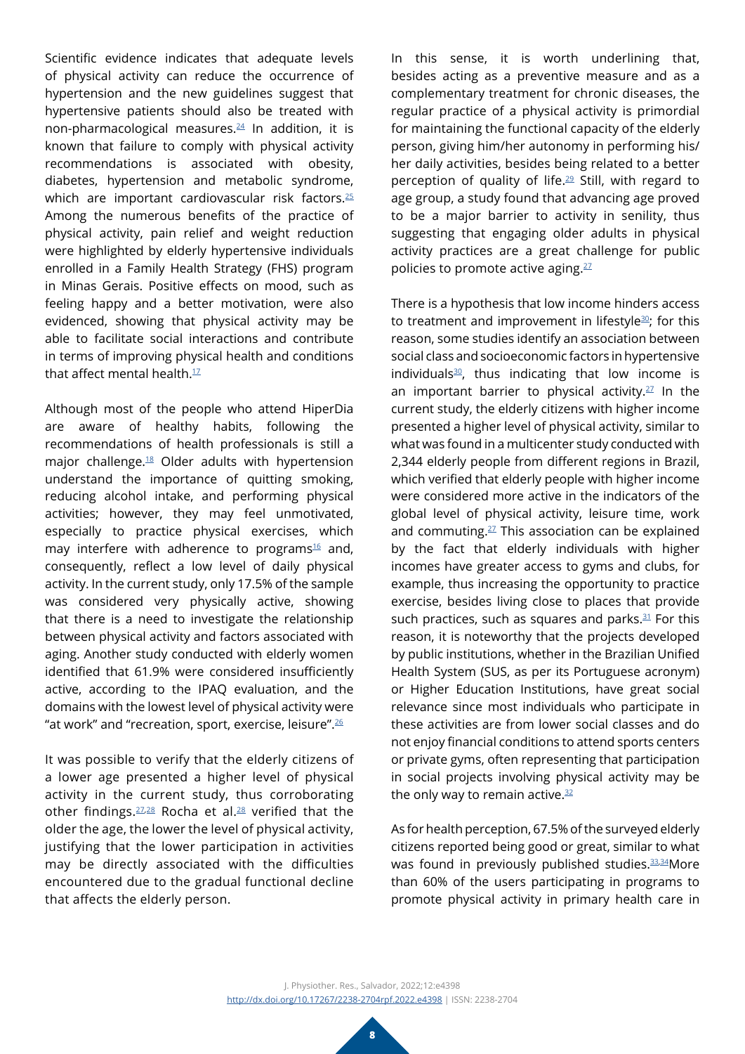Scientific evidence indicates that adequate levels of physical activity can reduce the occurrence of hypertension and the new guidelines suggest that hypertensive patients should also be treated with non-pharmacological measures.[24] In addition, it is known that failure to comply with physical activity recommendations is associated with obesity, diabetes, hypertension and metabolic syndrome, which are important cardiovascular risk factors.[25] Among the numerous benefits of the practice of physical activity, pain relief and weight reduction were highlighted by elderly hypertensive individuals enrolled in a Family Health Strategy (FHS) program in Minas Gerais. Positive effects on mood, such as feeling happy and a better motivation, were also evidenced, showing that physical activity may be able to facilitate social interactions and contribute in terms of improving physical health and conditions that affect mental health.[17]

Although most of the people who attend HiperDia are aware of healthy habits, following the recommendations of health professionals is still a major challenge.[18] Older adults with hypertension understand the importance of quitting smoking, reducing alcohol intake, and performing physical activities; however, they may feel unmotivated, especially to practice physical exercises, which may interfere with adherence to programs[16] and, consequently, reflect a low level of daily physical activity. In the current study, only 17.5% of the sample was considered very physically active, showing that there is a need to investigate the relationship between physical activity and factors associated with aging. Another study conducted with elderly women identified that 61.9% were considered insufficiently active, according to the IPAQ evaluation, and the domains with the lowest level of physical activity were "at work" and "recreation, sport, exercise, leisure".[26]

It was possible to verify that the elderly citizens of a lower age presented a higher level of physical activity in the current study, thus corroborating other findings.[27,28] Rocha et al.[28] verified that the older the age, the lower the level of physical activity, justifying that the lower participation in activities may be directly associated with the difficulties encountered due to the gradual functional decline that affects the elderly person.

In this sense, it is worth underlining that, besides acting as a preventive measure and as a complementary treatment for chronic diseases, the regular practice of a physical activity is primordial for maintaining the functional capacity of the elderly person, giving him/her autonomy in performing his/her daily activities, besides being related to a better perception of quality of life.[29] Still, with regard to age group, a study found that advancing age proved to be a major barrier to activity in senility, thus suggesting that engaging older adults in physical activity practices are a great challenge for public policies to promote active aging.[27]

There is a hypothesis that low income hinders access to treatment and improvement in lifestyle[30]; for this reason, some studies identify an association between social class and socioeconomic factors in hypertensive individuals[30], thus indicating that low income is an important barrier to physical activity.[27] In the current study, the elderly citizens with higher income presented a higher level of physical activity, similar to what was found in a multicenter study conducted with 2,344 elderly people from different regions in Brazil, which verified that elderly people with higher income were considered more active in the indicators of the global level of physical activity, leisure time, work and commuting.[27] This association can be explained by the fact that elderly individuals with higher incomes have greater access to gyms and clubs, for example, thus increasing the opportunity to practice exercise, besides living close to places that provide such practices, such as squares and parks.[31] For this reason, it is noteworthy that the projects developed by public institutions, whether in the Brazilian Unified Health System (SUS, as per its Portuguese acronym) or Higher Education Institutions, have great social relevance since most individuals who participate in these activities are from lower social classes and do not enjoy financial conditions to attend sports centers or private gyms, often representing that participation in social projects involving physical activity may be the only way to remain active.[32]

As for health perception, 67.5% of the surveyed elderly citizens reported being good or great, similar to what was found in previously published studies.[33,34] More than 60% of the users participating in programs to promote physical activity in primary health care in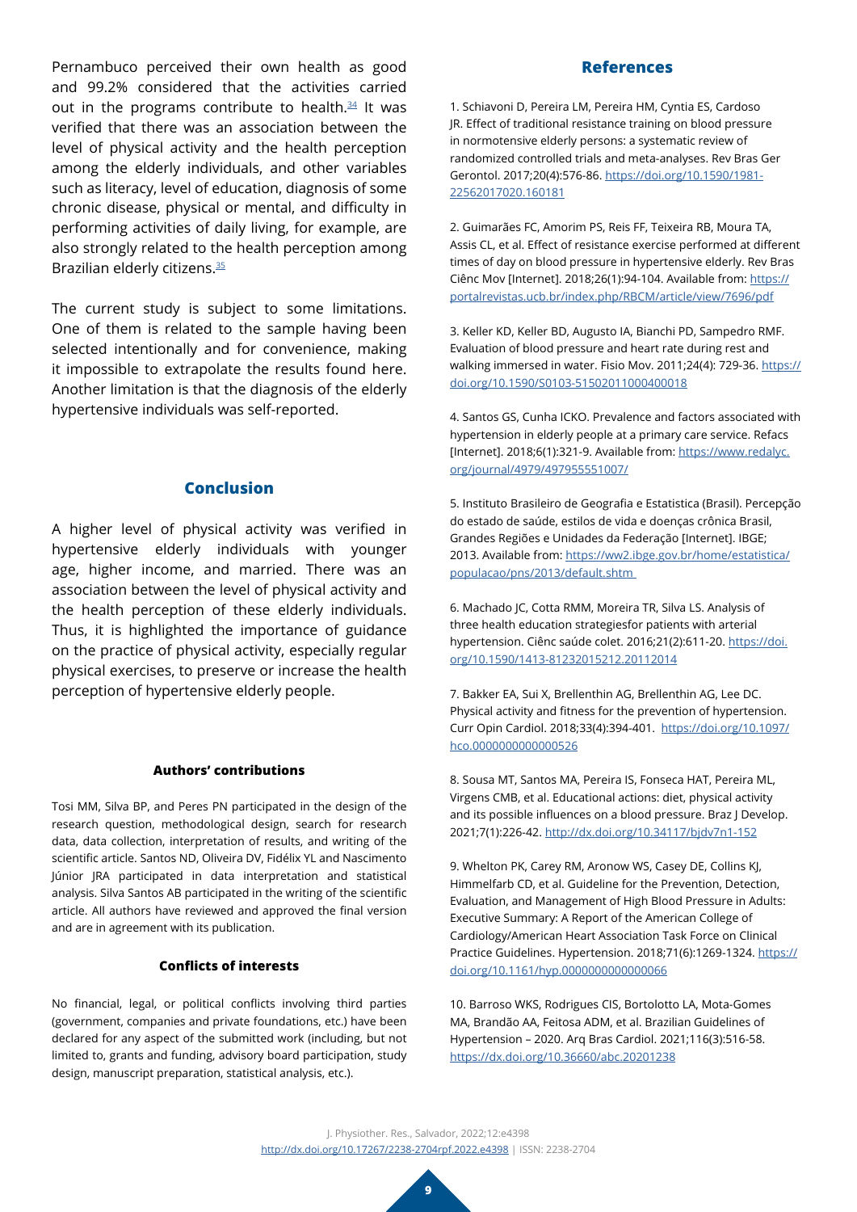Pernambuco perceived their own health as good and 99.2% considered that the activities carried out in the programs contribute to health.[34] It was verified that there was an association between the level of physical activity and the health perception among the elderly individuals, and other variables such as literacy, level of education, diagnosis of some chronic disease, physical or mental, and difficulty in performing activities of daily living, for example, are also strongly related to the health perception among Brazilian elderly citizens.[35]

The current study is subject to some limitations. One of them is related to the sample having been selected intentionally and for convenience, making it impossible to extrapolate the results found here. Another limitation is that the diagnosis of the elderly hypertensive individuals was self-reported.

## Conclusion

A higher level of physical activity was verified in hypertensive elderly individuals with younger age, higher income, and married. There was an association between the level of physical activity and the health perception of these elderly individuals. Thus, it is highlighted the importance of guidance on the practice of physical activity, especially regular physical exercises, to preserve or increase the health perception of hypertensive elderly people.

#### Authors' contributions

Tosi MM, Silva BP, and Peres PN participated in the design of the research question, methodological design, search for research data, data collection, interpretation of results, and writing of the scientific article. Santos ND, Oliveira DV, Fidélix YL and Nascimento Júnior JRA participated in data interpretation and statistical analysis. Silva Santos AB participated in the writing of the scientific article. All authors have reviewed and approved the final version and are in agreement with its publication.

#### Conflicts of interests

No financial, legal, or political conflicts involving third parties (government, companies and private foundations, etc.) have been declared for any aspect of the submitted work (including, but not limited to, grants and funding, advisory board participation, study design, manuscript preparation, statistical analysis, etc.).

## References

1. Schiavoni D, Pereira LM, Pereira HM, Cyntia ES, Cardoso JR. Effect of traditional resistance training on blood pressure in normotensive elderly persons: a systematic review of randomized controlled trials and meta-analyses. Rev Bras Ger Gerontol. 2017;20(4):576-86. https://doi.org/10.1590/1981-22562017020.160181

2. Guimarães FC, Amorim PS, Reis FF, Teixeira RB, Moura TA, Assis CL, et al. Effect of resistance exercise performed at different times of day on blood pressure in hypertensive elderly. Rev Bras Ciênc Mov [Internet]. 2018;26(1):94-104. Available from: https://portalrevistas.ucb.br/index.php/RBCM/article/view/7696/pdf

3. Keller KD, Keller BD, Augusto IA, Bianchi PD, Sampedro RMF. Evaluation of blood pressure and heart rate during rest and walking immersed in water. Fisio Mov. 2011;24(4): 729-36. https://doi.org/10.1590/S0103-51502011000400018

4. Santos GS, Cunha ICKO. Prevalence and factors associated with hypertension in elderly people at a primary care service. Refacs [Internet]. 2018;6(1):321-9. Available from: https://www.redalyc.org/journal/4979/497955551007/

5. Instituto Brasileiro de Geografia e Estatistica (Brasil). Percepção do estado de saúde, estilos de vida e doenças crônica Brasil, Grandes Regiões e Unidades da Federação [Internet]. IBGE; 2013. Available from: https://ww2.ibge.gov.br/home/estatistica/populacao/pns/2013/default.shtm

6. Machado JC, Cotta RMM, Moreira TR, Silva LS. Analysis of three health education strategiesfor patients with arterial hypertension. Ciênc saúde colet. 2016;21(2):611-20. https://doi.org/10.1590/1413-81232015212.20112014

7. Bakker EA, Sui X, Brellenthin AG, Brellenthin AG, Lee DC. Physical activity and fitness for the prevention of hypertension. Curr Opin Cardiol. 2018;33(4):394-401. https://doi.org/10.1097/hco.0000000000000526

8. Sousa MT, Santos MA, Pereira IS, Fonseca HAT, Pereira ML, Virgens CMB, et al. Educational actions: diet, physical activity and its possible influences on a blood pressure. Braz J Develop. 2021;7(1):226-42. http://dx.doi.org/10.34117/bjdv7n1-152

9. Whelton PK, Carey RM, Aronow WS, Casey DE, Collins KJ, Himmelfarb CD, et al. Guideline for the Prevention, Detection, Evaluation, and Management of High Blood Pressure in Adults: Executive Summary: A Report of the American College of Cardiology/American Heart Association Task Force on Clinical Practice Guidelines. Hypertension. 2018;71(6):1269-1324. https://doi.org/10.1161/hyp.0000000000000066

10. Barroso WKS, Rodrigues CIS, Bortolotto LA, Mota-Gomes MA, Brandão AA, Feitosa ADM, et al. Brazilian Guidelines of Hypertension – 2020. Arq Bras Cardiol. 2021;116(3):516-58. https://dx.doi.org/10.36660/abc.20201238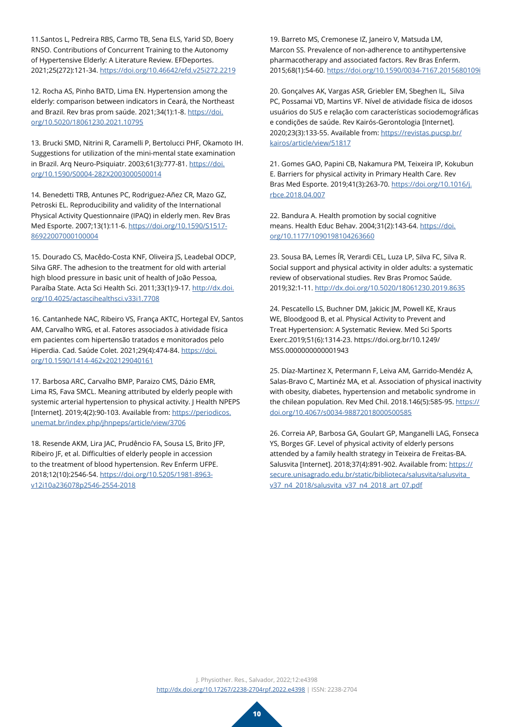11.Santos L, Pedreira RBS, Carmo TB, Sena ELS, Yarid SD, Boery RNSO. Contributions of Concurrent Training to the Autonomy of Hypertensive Elderly: A Literature Review. EFDeportes. 2021;25(272):121-34. https://doi.org/10.46642/efd.v25i272.2219

12. Rocha AS, Pinho BATD, Lima EN. Hypertension among the elderly: comparison between indicators in Ceará, the Northeast and Brazil. Rev bras prom saúde. 2021;34(1):1-8. https://doi.org/10.5020/18061230.2021.10795

13. Brucki SMD, Nitrini R, Caramelli P, Bertolucci PHF, Okamoto IH. Suggestions for utilization of the mini-mental state examination in Brazil. Arq Neuro-Psiquiatr. 2003;61(3):777-81. https://doi.org/10.1590/S0004-282X2003000500014

14. Benedetti TRB, Antunes PC, Rodriguez-Añez CR, Mazo GZ, Petroski EL. Reproducibility and validity of the International Physical Activity Questionnaire (IPAQ) in elderly men. Rev Bras Med Esporte. 2007;13(1):11-6. https://doi.org/10.1590/S1517-86922007000100004

15. Dourado CS, Macêdo-Costa KNF, Oliveira JS, Leadebal ODCP, Silva GRF. The adhesion to the treatment for old with arterial high blood pressure in basic unit of health of João Pessoa, Paraíba State. Acta Sci Health Sci. 2011;33(1):9-17. http://dx.doi.org/10.4025/actascihealthsci.v33i1.7708

16. Cantanhede NAC, Ribeiro VS, França AKTC, Hortegal EV, Santos AM, Carvalho WRG, et al. Fatores associados à atividade física em pacientes com hipertensão tratados e monitorados pelo Hiperdia. Cad. Saúde Colet. 2021;29(4):474-84. https://doi.org/10.1590/1414-462x202129040161

17. Barbosa ARC, Carvalho BMP, Paraizo CMS, Dázio EMR, Lima RS, Fava SMCL. Meaning attributed by elderly people with systemic arterial hypertension to physical activity. J Health NPEPS [Internet]. 2019;4(2):90-103. Available from: https://periodicos.unemat.br/index.php/jhnpeps/article/view/3706

18. Resende AKM, Lira JAC, Prudêncio FA, Sousa LS, Brito JFP, Ribeiro JF, et al. Difficulties of elderly people in accession to the treatment of blood hypertension. Rev Enferm UFPE. 2018;12(10):2546-54. https://doi.org/10.5205/1981-8963-v12i10a236078p2546-2554-2018

19. Barreto MS, Cremonese IZ, Janeiro V, Matsuda LM, Marcon SS. Prevalence of non-adherence to antihypertensive pharmacotherapy and associated factors. Rev Bras Enferm. 2015;68(1):54-60. https://doi.org/10.1590/0034-7167.2015680109i

20. Gonçalves AK, Vargas ASR, Griebler EM, Sbeghen IL, Silva PC, Possamai VD, Martins VF. Nível de atividade física de idosos usuários do SUS e relação com características sociodemográficas e condições de saúde. Rev Kairós-Gerontologia [Internet]. 2020;23(3):133-55. Available from: https://revistas.pucsp.br/kairos/article/view/51817

21. Gomes GAO, Papini CB, Nakamura PM, Teixeira IP, Kokubun E. Barriers for physical activity in Primary Health Care. Rev Bras Med Esporte. 2019;41(3):263-70. https://doi.org/10.1016/j.rbce.2018.04.007

22. Bandura A. Health promotion by social cognitive means. Health Educ Behav. 2004;31(2):143-64. https://doi.org/10.1177/1090198104263660

23. Sousa BA, Lemes ÍR, Verardi CEL, Luza LP, Silva FC, Silva R. Social support and physical activity in older adults: a systematic review of observational studies. Rev Bras Promoc Saúde. 2019;32:1-11. http://dx.doi.org/10.5020/18061230.2019.8635

24. Pescatello LS, Buchner DM, Jakicic JM, Powell KE, Kraus WE, Bloodgood B, et al. Physical Activity to Prevent and Treat Hypertension: A Systematic Review. Med Sci Sports Exerc.2019;51(6):1314-23. https://doi.org.br/10.1249/MSS.0000000000001943

25. Díaz-Martinez X, Petermann F, Leiva AM, Garrido-Mendéz A, Salas-Bravo C, Martinéz MA, et al. Association of physical inactivity with obesity, diabetes, hypertension and metabolic syndrome in the chilean population. Rev Med Chil. 2018.146(5):585-95. https://doi.org/10.4067/s0034-98872018000500585

26. Correia AP, Barbosa GA, Goulart GP, Manganelli LAG, Fonseca YS, Borges GF. Level of physical activity of elderly persons attended by a family health strategy in Teixeira de Freitas-BA. Salusvita [Internet]. 2018;37(4):891-902. Available from: https://secure.unisagrado.edu.br/static/biblioteca/salusvita/salusvita_v37_n4_2018/salusvita_v37_n4_2018_art_07.pdf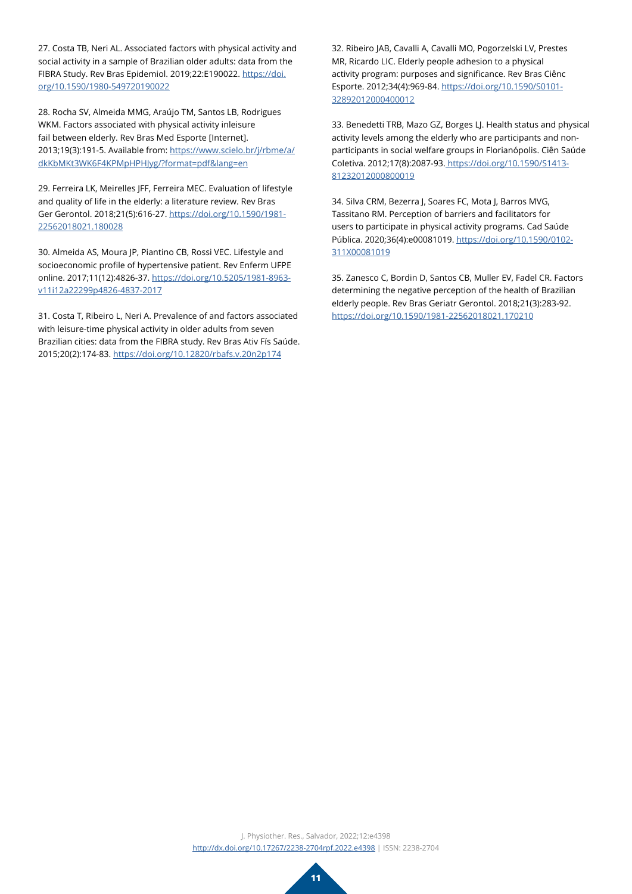27. Costa TB, Neri AL. Associated factors with physical activity and social activity in a sample of Brazilian older adults: data from the FIBRA Study. Rev Bras Epidemiol. 2019;22:E190022. https://doi.org/10.1590/1980-549720190022

28. Rocha SV, Almeida MMG, Araújo TM, Santos LB, Rodrigues WKM. Factors associated with physical activity inleisure fail between elderly. Rev Bras Med Esporte [Internet]. 2013;19(3):191-5. Available from: https://www.scielo.br/j/rbme/a/dkKbMKt3WK6F4KPMpHPHJyg/?format=pdf&lang=en

29. Ferreira LK, Meirelles JFF, Ferreira MEC. Evaluation of lifestyle and quality of life in the elderly: a literature review. Rev Bras Ger Gerontol. 2018;21(5):616-27. https://doi.org/10.1590/1981-22562018021.180028

30. Almeida AS, Moura JP, Piantino CB, Rossi VEC. Lifestyle and socioeconomic profile of hypertensive patient. Rev Enferm UFPE online. 2017;11(12):4826-37. https://doi.org/10.5205/1981-8963-v11i12a22299p4826-4837-2017

31. Costa T, Ribeiro L, Neri A. Prevalence of and factors associated with leisure-time physical activity in older adults from seven Brazilian cities: data from the FIBRA study. Rev Bras Ativ Fís Saúde. 2015;20(2):174-83. https://doi.org/10.12820/rbafs.v.20n2p174

32. Ribeiro JAB, Cavalli A, Cavalli MO, Pogorzelski LV, Prestes MR, Ricardo LIC. Elderly people adhesion to a physical activity program: purposes and significance. Rev Bras Ciênc Esporte. 2012;34(4):969-84. https://doi.org/10.1590/S0101-32892012000400012

33. Benedetti TRB, Mazo GZ, Borges LJ. Health status and physical activity levels among the elderly who are participants and non-participants in social welfare groups in Florianópolis. Ciên Saúde Coletiva. 2012;17(8):2087-93. https://doi.org/10.1590/S1413-81232012000800019

34. Silva CRM, Bezerra J, Soares FC, Mota J, Barros MVG, Tassitano RM. Perception of barriers and facilitators for users to participate in physical activity programs. Cad Saúde Pública. 2020;36(4):e00081019. https://doi.org/10.1590/0102-311X00081019

35. Zanesco C, Bordin D, Santos CB, Muller EV, Fadel CR. Factors determining the negative perception of the health of Brazilian elderly people. Rev Bras Geriatr Gerontol. 2018;21(3):283-92. https://doi.org/10.1590/1981-22562018021.170210